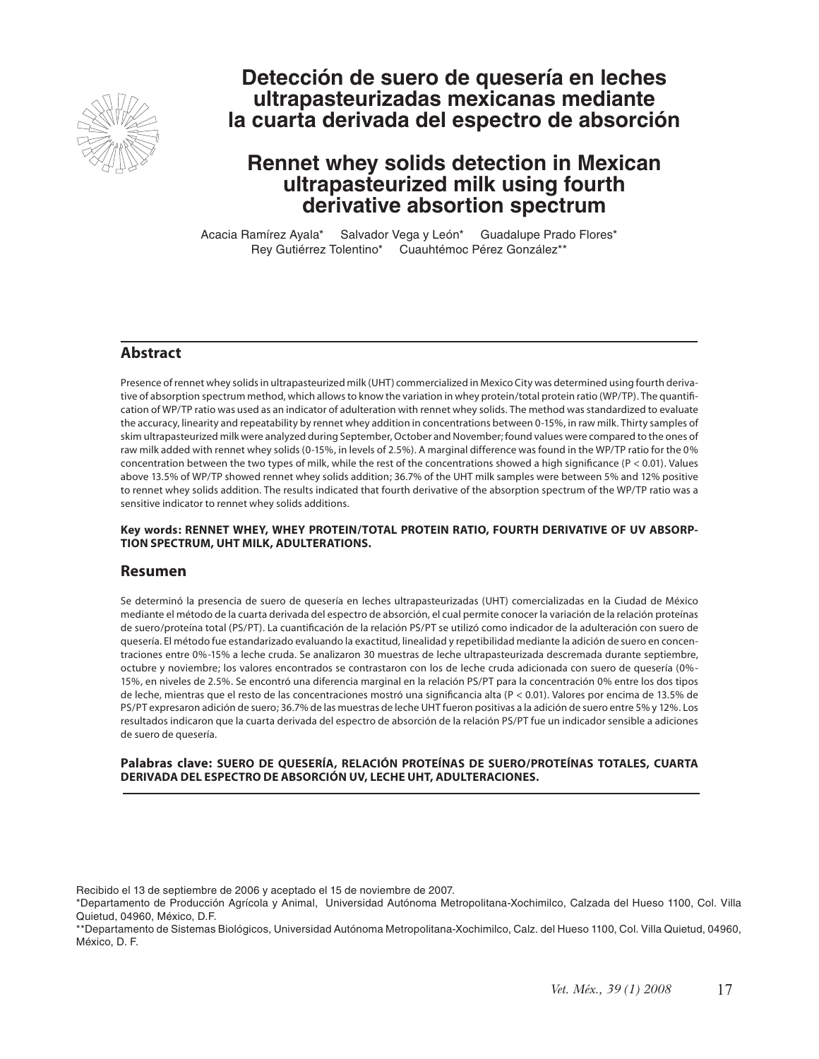# Detección de suero de quesería en leches ultrapasteurizadas mexicanas mediante la cuarta derivada del espectro de absorción

# Rennet whey solids detection in Mexican ultrapasteurized milk using fourth derivative absorption spectrum

Acacia Ramírez Ayala* Salvador Vega y León* Guadalupe Prado Flores* Rey Gutiérrez Tolentino* Cuauhtémoc Pérez González**

## Abstract

Presence of rennet whey solids in ultrapasteurized milk (UHT) commercialized in Mexico City was determined using fourth derivative of absorption spectrum method, which allows to know the variation in whey protein/total protein ratio (WP/TP). The quantification of WP/TP ratio was used as an indicator of adulteration with rennet whey solids. The method was standardized to evaluate the accuracy, linearity and repeatability by rennet whey addition in concentrations between 0-15%, in raw milk. Thirty samples of skim ultrapasteurized milk were analyzed during September, October and November; found values were compared to the ones of raw milk added with rennet whey solids (0-15%, in levels of 2.5%). A marginal difference was found in the WP/TP ratio for the 0% concentration between the two types of milk, while the rest of the concentrations showed a high significance ($P < 0.01$). Values above 13.5% of WP/TP showed rennet whey solids addition; 36.7% of the UHT milk samples were between 5% and 12% positive to rennet whey solids addition. The results indicated that fourth derivative of the absorption spectrum of the WP/TP ratio was a sensitive indicator to rennet whey solids additions.

**Key words: RENNET WHEY, WHEY PROTEIN/TOTAL PROTEIN RATIO, FOURTH DERIVATIVE OF UV ABSORPTION SPECTRUM, UHT MILK, ADULTERATIONS.**

## Resumen

Se determinó la presencia de suero de quesería en leches ultrapasteurizadas (UHT) comercializadas en la Ciudad de México mediante el método de la cuarta derivada del espectro de absorción, el cual permite conocer la variación de la relación proteínas de suero/proteína total (PS/PT). La cuantificación de la relación PS/PT se utilizó como indicador de la adulteración con suero de quesería. El método fue estandarizado evaluando la exactitud, linealidad y repetibilidad mediante la adición de suero en concentraciones entre 0%-15% a leche cruda. Se analizaron 30 muestras de leche ultrapasteurizada descremada durante septiembre, octubre y noviembre; los valores encontrados se contrastaron con los de leche cruda adicionada con suero de quesería (0%-15%, en niveles de 2.5%). Se encontró una diferencia marginal en la relación PS/PT para la concentración 0% entre los dos tipos de leche, mientras que el resto de las concentraciones mostró una significancia alta ($P < 0.01$). Valores por encima de 13.5% de PS/PT expresaron adición de suero; 36.7% de las muestras de leche UHT fueron positivas a la adición de suero entre 5% y 12%. Los resultados indicaron que la cuarta derivada del espectro de absorción de la relación PS/PT fue un indicador sensible a adiciones de suero de quesería.

**Palabras clave: SUERO DE QUESERÍA, RELACIÓN PROTEÍNAS DE SUERO/PROTEÍNAS TOTALES, CUARTA DERIVADA DEL ESPECTRO DE ABSORCIÓN UV, LECHE UHT, ADULTERACIONES.**

Recibido el 13 de septiembre de 2006 y aceptado el 15 de noviembre de 2007.

*Departamento de Producción Agrícola y Animal, Universidad Autónoma Metropolitana-Xochimilco, Calzada del Hueso 1100, Col. Villa Quietud, 04960, México, D.F.

**Departamento de Sistemas Biológicos, Universidad Autónoma Metropolitana-Xochimilco, Calz. del Hueso 1100, Col. Villa Quietud, 04960, México, D. F.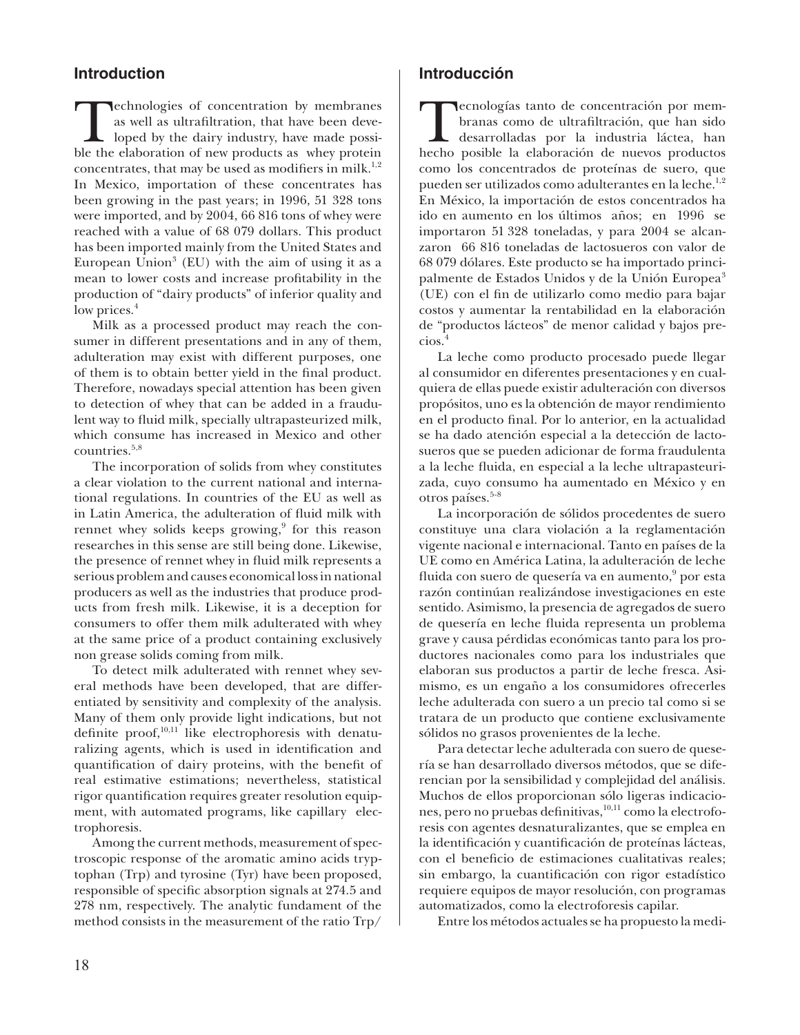## Introduction

Technologies of concentration by membranes as well as ultrafiltration, that have been developed by the dairy industry, have made possible the elaboration of new products as whey protein concentrates, that may be used as modifiers in milk.[1,2] In Mexico, importation of these concentrates has been growing in the past years; in 1996, 51 328 tons were imported, and by 2004, 66 816 tons of whey were reached with a value of 68 079 dollars. This product has been imported mainly from the United States and European Union[3] (EU) with the aim of using it as a mean to lower costs and increase profitability in the production of "dairy products" of inferior quality and low prices.[4]

Milk as a processed product may reach the consumer in different presentations and in any of them, adulteration may exist with different purposes, one of them is to obtain better yield in the final product. Therefore, nowadays special attention has been given to detection of whey that can be added in a fraudulent way to fluid milk, specially ultrapasteurized milk, which consume has increased in Mexico and other countries.[5,8]

The incorporation of solids from whey constitutes a clear violation to the current national and international regulations. In countries of the EU as well as in Latin America, the adulteration of fluid milk with rennet whey solids keeps growing,[9] for this reason researches in this sense are still being done. Likewise, the presence of rennet whey in fluid milk represents a serious problem and causes economical loss in national producers as well as the industries that produce products from fresh milk. Likewise, it is a deception for consumers to offer them milk adulterated with whey at the same price of a product containing exclusively non grease solids coming from milk.

To detect milk adulterated with rennet whey several methods have been developed, that are differentiated by sensitivity and complexity of the analysis. Many of them only provide light indications, but not definite proof,[10,11] like electrophoresis with denaturalizing agents, which is used in identification and quantification of dairy proteins, with the benefit of real estimative estimations; nevertheless, statistical rigor quantification requires greater resolution equipment, with automated programs, like capillary electrophoresis.

Among the current methods, measurement of spectroscopic response of the aromatic amino acids tryptophan (Trp) and tyrosine (Tyr) have been proposed, responsible of specific absorption signals at 274.5 and 278 nm, respectively. The analytic fundament of the method consists in the measurement of the ratio Trp/

## Introducción

Tecnologías tanto de concentración por membranas como de ultrafiltración, que han sido desarrolladas por la industria láctea, han hecho posible la elaboración de nuevos productos como los concentrados de proteínas de suero, que pueden ser utilizados como adulterantes en la leche.[1,2] En México, la importación de estos concentrados ha ido en aumento en los últimos años; en 1996 se importaron 51 328 toneladas, y para 2004 se alcanzaron 66 816 toneladas de lactosueros con valor de 68 079 dólares. Este producto se ha importado principalmente de Estados Unidos y de la Unión Europea[3] (UE) con el fin de utilizarlo como medio para bajar costos y aumentar la rentabilidad en la elaboración de "productos lácteos" de menor calidad y bajos precios.[4]

La leche como producto procesado puede llegar al consumidor en diferentes presentaciones y en cualquiera de ellas puede existir adulteración con diversos propósitos, uno es la obtención de mayor rendimiento en el producto final. Por lo anterior, en la actualidad se ha dado atención especial a la detección de lactosueros que se pueden adicionar de forma fraudulenta a la leche fluida, en especial a la leche ultrapasteurizada, cuyo consumo ha aumentado en México y en otros países.[5-8]

La incorporación de sólidos procedentes de suero constituye una clara violación a la reglamentación vigente nacional e internacional. Tanto en países de la UE como en América Latina, la adulteración de leche fluida con suero de quesería va en aumento,[9] por esta razón continúan realizándose investigaciones en este sentido. Asimismo, la presencia de agregados de suero de quesería en leche fluida representa un problema grave y causa pérdidas económicas tanto para los productores nacionales como para los industriales que elaboran sus productos a partir de leche fresca. Asimismo, es un engaño a los consumidores ofrecerles leche adulterada con suero a un precio tal como si se tratara de un producto que contiene exclusivamente sólidos no grasos provenientes de la leche.

Para detectar leche adulterada con suero de quesería se han desarrollado diversos métodos, que se diferencian por la sensibilidad y complejidad del análisis. Muchos de ellos proporcionan sólo ligeras indicaciones, pero no pruebas definitivas,[10,11] como la electroforesis con agentes desnaturalizantes, que se emplea en la identificación y cuantificación de proteínas lácteas, con el beneficio de estimaciones cualitativas reales; sin embargo, la cuantificación con rigor estadístico requiere equipos de mayor resolución, con programas automatizados, como la electroforesis capilar.

Entre los métodos actuales se ha propuesto la medi-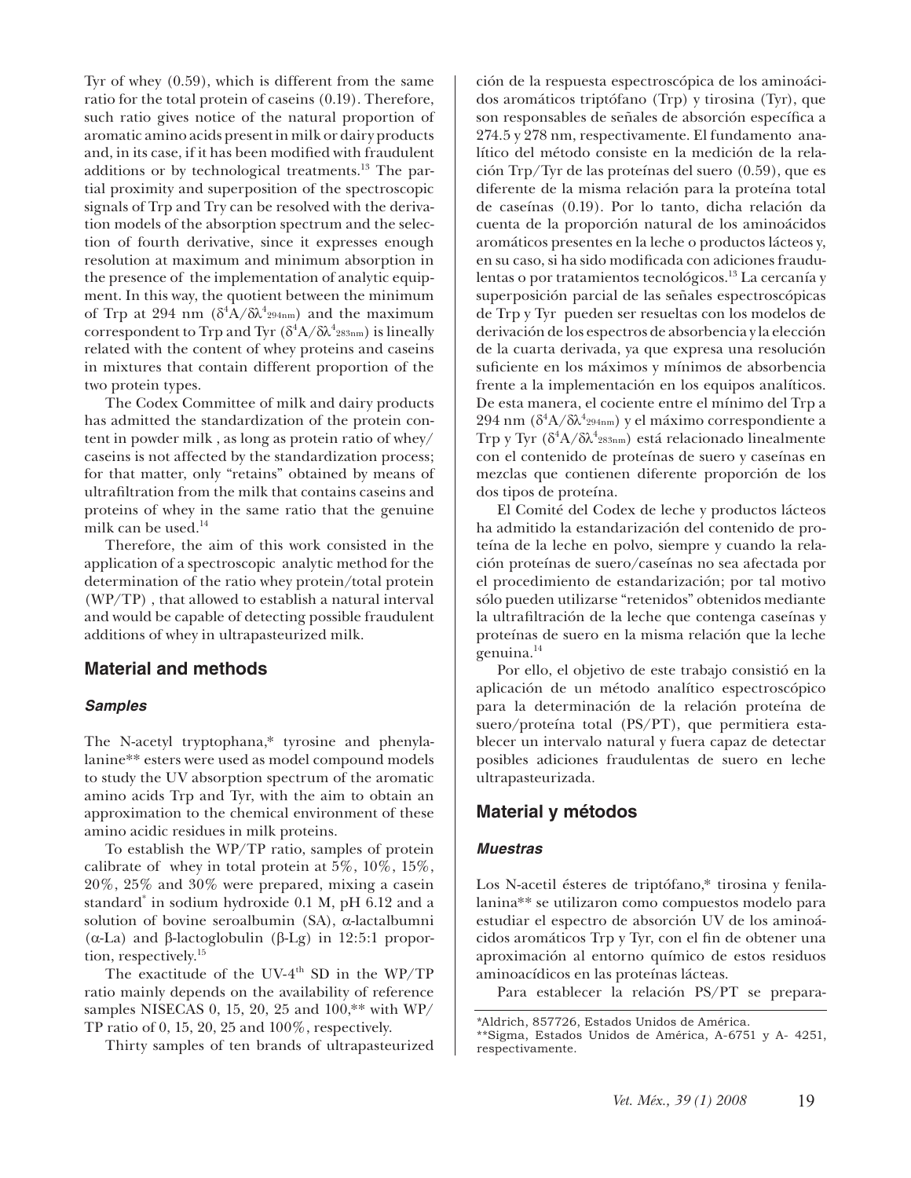Tyr of whey (0.59), which is different from the same ratio for the total protein of caseins (0.19). Therefore, such ratio gives notice of the natural proportion of aromatic amino acids present in milk or dairy products and, in its case, if it has been modified with fraudulent additions or by technological treatments.[13] The partial proximity and superposition of the spectroscopic signals of Trp and Try can be resolved with the derivation models of the absorption spectrum and the selection of fourth derivative, since it expresses enough resolution at maximum and minimum absorption in the presence of the implementation of analytic equipment. In this way, the quotient between the minimum of Trp at 294 nm ($\delta^4 A/\delta\lambda^4_{294nm}$) and the maximum correspondent to Trp and Tyr ($\delta^4 A/\delta\lambda^4_{283nm}$) is lineally related with the content of whey proteins and caseins in mixtures that contain different proportion of the two protein types.

The Codex Committee of milk and dairy products has admitted the standardization of the protein content in powder milk , as long as protein ratio of whey/caseins is not affected by the standardization process; for that matter, only "retains" obtained by means of ultrafiltration from the milk that contains caseins and proteins of whey in the same ratio that the genuine milk can be used.[14]

Therefore, the aim of this work consisted in the application of a spectroscopic analytic method for the determination of the ratio whey protein/total protein (WP/TP) , that allowed to establish a natural interval and would be capable of detecting possible fraudulent additions of whey in ultrapasteurized milk.

## Material and methods

### *Samples*

The N-acetyl tryptophana,* tyrosine and phenylalanine** esters were used as model compound models to study the UV absorption spectrum of the aromatic amino acids Trp and Tyr, with the aim to obtain an approximation to the chemical environment of these amino acidic residues in milk proteins.

To establish the WP/TP ratio, samples of protein calibrate of whey in total protein at 5%, 10%, 15%, 20%, 25% and 30% were prepared, mixing a casein standard* in sodium hydroxide 0.1 M, pH 6.12 and a solution of bovine seroalbumin (SA), α-lactalbumni (α-La) and β-lactoglobulin (β-Lg) in 12:5:1 proportion, respectively.[15]

The exactitude of the UV-4[th] SD in the WP/TP ratio mainly depends on the availability of reference samples NISECAS 0, 15, 20, 25 and 100,** with WP/TP ratio of 0, 15, 20, 25 and 100%, respectively.

Thirty samples of ten brands of ultrapasteurized

ción de la respuesta espectroscópica de los aminoácidos aromáticos triptófano (Trp) y tirosina (Tyr), que son responsables de señales de absorción específica a 274.5 y 278 nm, respectivamente. El fundamento analítico del método consiste en la medición de la relación Trp/Tyr de las proteínas del suero (0.59), que es diferente de la misma relación para la proteína total de caseínas (0.19). Por lo tanto, dicha relación da cuenta de la proporción natural de los aminoácidos aromáticos presentes en la leche o productos lácteos y, en su caso, si ha sido modificada con adiciones fraudulentas o por tratamientos tecnológicos.[13] La cercanía y superposición parcial de las señales espectroscópicas de Trp y Tyr pueden ser resueltas con los modelos de derivación de los espectros de absorbencia y la elección de la cuarta derivada, ya que expresa una resolución suficiente en los máximos y mínimos de absorbencia frente a la implementación en los equipos analíticos. De esta manera, el cociente entre el mínimo del Trp a 294 nm ($\delta^4 A/\delta\lambda^4_{294nm}$) y el máximo correspondiente a Trp y Tyr ($\delta^4 A/\delta\lambda^4_{283nm}$) está relacionado linealmente con el contenido de proteínas de suero y caseínas en mezclas que contienen diferente proporción de los dos tipos de proteína.

El Comité del Codex de leche y productos lácteos ha admitido la estandarización del contenido de proteína de la leche en polvo, siempre y cuando la relación proteínas de suero/caseínas no sea afectada por el procedimiento de estandarización; por tal motivo sólo pueden utilizarse "retenidos" obtenidos mediante la ultrafiltración de la leche que contenga caseínas y proteínas de suero en la misma relación que la leche genuina.[14]

Por ello, el objetivo de este trabajo consistió en la aplicación de un método analítico espectroscópico para la determinación de la relación proteína de suero/proteína total (PS/PT), que permitiera establecer un intervalo natural y fuera capaz de detectar posibles adiciones fraudulentas de suero en leche ultrapasteurizada.

## Material y métodos

### *Muestras*

Los N-acetil ésteres de triptófano,* tirosina y fenilalanina** se utilizaron como compuestos modelo para estudiar el espectro de absorción UV de los aminoácidos aromáticos Trp y Tyr, con el fin de obtener una aproximación al entorno químico de estos residuos aminoacídicos en las proteínas lácteas.

Para establecer la relación PS/PT se prepara-

*Aldrich, 857726, Estados Unidos de América.
**Sigma, Estados Unidos de América, A-6751 y A- 4251, respectivamente.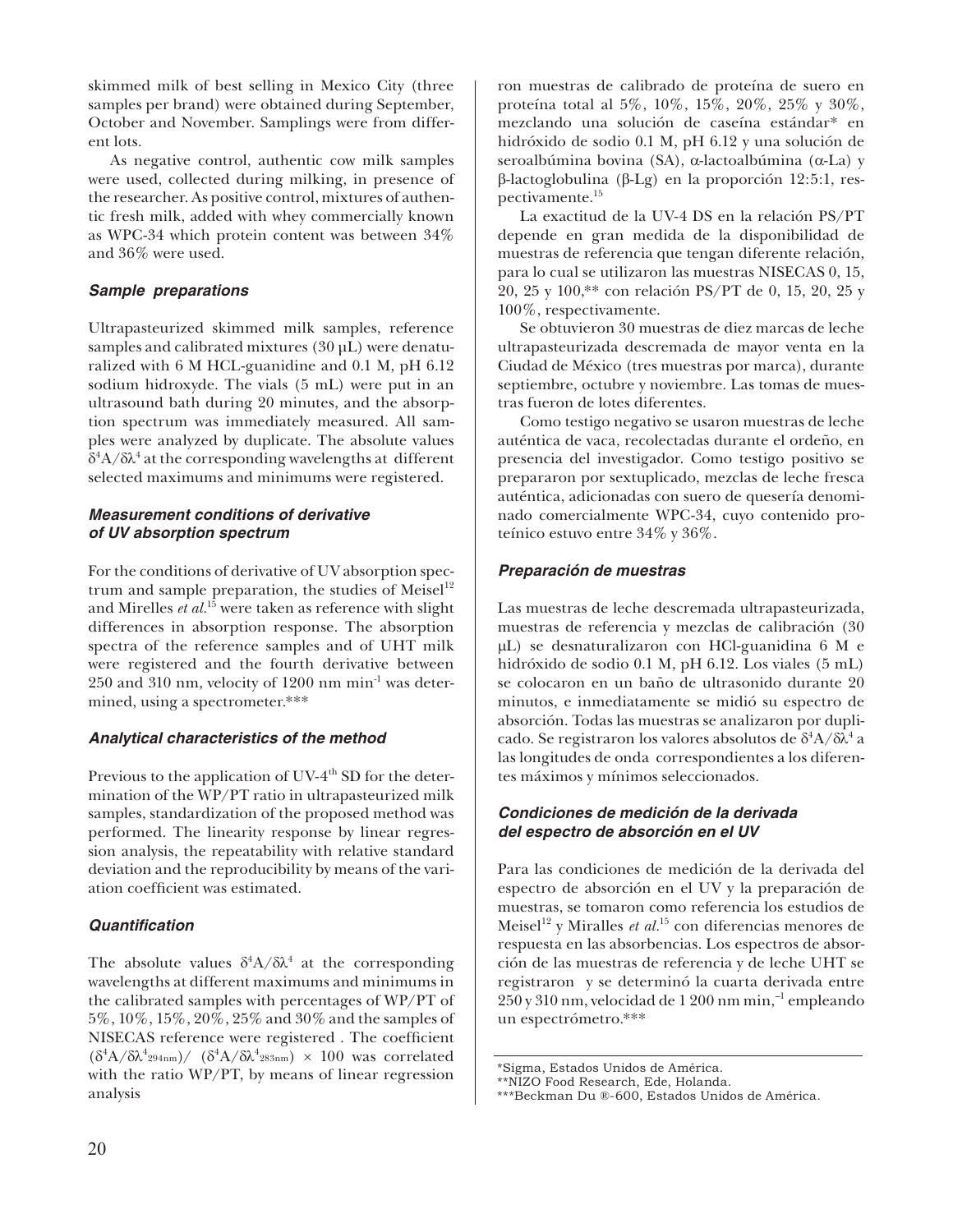skimmed milk of best selling in Mexico City (three samples per brand) were obtained during September, October and November. Samplings were from different lots.

As negative control, authentic cow milk samples were used, collected during milking, in presence of the researcher. As positive control, mixtures of authentic fresh milk, added with whey commercially known as WPC-34 which protein content was between 34% and 36% were used.

### *Sample preparations*

Ultrapasteurized skimmed milk samples, reference samples and calibrated mixtures (30 μL) were denaturalized with 6 M HCL-guanidine and 0.1 M, pH 6.12 sodium hidroxyde. The vials (5 mL) were put in an ultrasound bath during 20 minutes, and the absorption spectrum was immediately measured. All samples were analyzed by duplicate. The absolute values $\delta^4A/\delta\lambda^4$ at the corresponding wavelengths at different selected maximums and minimums were registered.

### *Measurement conditions of derivative of UV absorption spectrum*

For the conditions of derivative of UV absorption spectrum and sample preparation, the studies of Meisel[12] and Mirelles *et al.*[15] were taken as reference with slight differences in absorption response. The absorption spectra of the reference samples and of UHT milk were registered and the fourth derivative between 250 and 310 nm, velocity of 1200 nm $min^{-1}$ was determined, using a spectrometer.***

### *Analytical characteristics of the method*

Previous to the application of UV-4$^{th}$ SD for the determination of the WP/PT ratio in ultrapasteurized milk samples, standardization of the proposed method was performed. The linearity response by linear regression analysis, the repeatability with relative standard deviation and the reproducibility by means of the variation coefficient was estimated.

### *Quantification*

The absolute values $\delta^4A/\delta\lambda^4$ at the corresponding wavelengths at different maximums and minimums in the calibrated samples with percentages of WP/PT of 5%, 10%, 15%, 20%, 25% and 30% and the samples of NISECAS reference were registered . The coefficient $(\delta^4A/\delta\lambda^4_{294nm})/\ (\delta^4A/\delta\lambda^4_{283nm}) \times 100$ was correlated with the ratio WP/PT, by means of linear regression analysis

ron muestras de calibrado de proteína de suero en proteína total al 5%, 10%, 15%, 20%, 25% y 30%, mezclando una solución de caseína estándar* en hidróxido de sodio 0.1 M, pH 6.12 y una solución de seroalbúmina bovina (SA), α-lactoalbúmina (α-La) y β-lactoglobulina (β-Lg) en la proporción 12:5:1, respectivamente.[15]

La exactitud de la UV-4 DS en la relación PS/PT depende en gran medida de la disponibilidad de muestras de referencia que tengan diferente relación, para lo cual se utilizaron las muestras NISECAS 0, 15, 20, 25 y 100,** con relación PS/PT de 0, 15, 20, 25 y 100%, respectivamente.

Se obtuvieron 30 muestras de diez marcas de leche ultrapasteurizada descremada de mayor venta en la Ciudad de México (tres muestras por marca), durante septiembre, octubre y noviembre. Las tomas de muestras fueron de lotes diferentes.

Como testigo negativo se usaron muestras de leche auténtica de vaca, recolectadas durante el ordeño, en presencia del investigador. Como testigo positivo se prepararon por sextuplicado, mezclas de leche fresca auténtica, adicionadas con suero de quesería denominado comercialmente WPC-34, cuyo contenido proteínico estuvo entre 34% y 36%.

### *Preparación de muestras*

Las muestras de leche descremada ultrapasteurizada, muestras de referencia y mezclas de calibración (30 μL) se desnaturalizaron con HCl-guanidina 6 M e hidróxido de sodio 0.1 M, pH 6.12. Los viales (5 mL) se colocaron en un baño de ultrasonido durante 20 minutos, e inmediatamente se midió su espectro de absorción. Todas las muestras se analizaron por duplicado. Se registraron los valores absolutos de $\delta^4A/\delta\lambda^4$ a las longitudes de onda correspondientes a los diferentes máximos y mínimos seleccionados.

### *Condiciones de medición de la derivada del espectro de absorción en el UV*

Para las condiciones de medición de la derivada del espectro de absorción en el UV y la preparación de muestras, se tomaron como referencia los estudios de Meisel[12] y Miralles *et al.*[15] con diferencias menores de respuesta en las absorbencias. Los espectros de absorción de las muestras de referencia y de leche UHT se registraron y se determinó la cuarta derivada entre 250 y 310 nm, velocidad de 1 200 nm $min^{-1}$, empleando un espectrómetro.***

*Sigma, Estados Unidos de América.
**NIZO Food Research, Ede, Holanda.
***Beckman Du ®-600, Estados Unidos de América.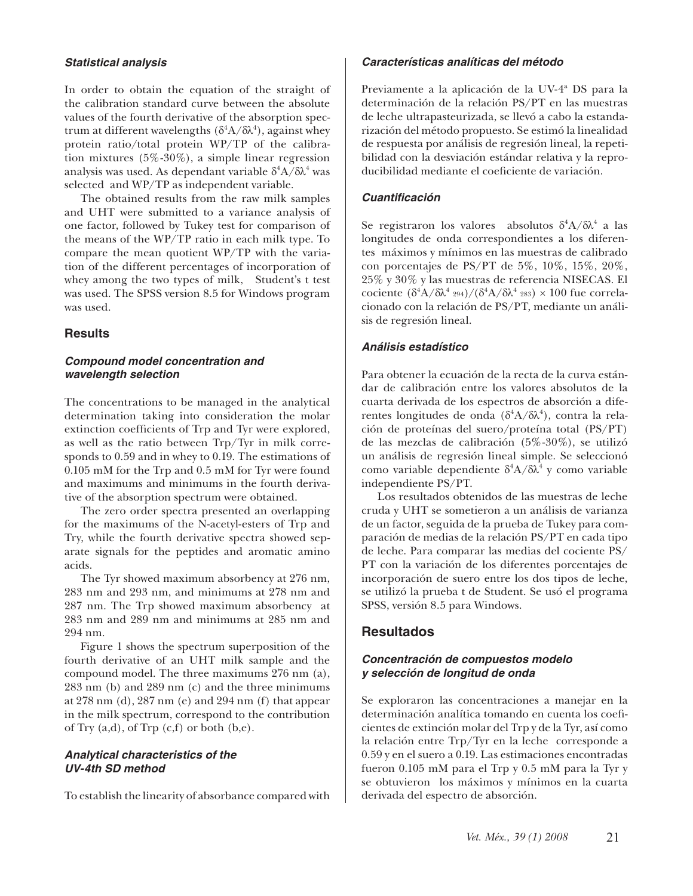### *Statistical analysis*

In order to obtain the equation of the straight of the calibration standard curve between the absolute values of the fourth derivative of the absorption spectrum at different wavelengths ($\delta^4A/\delta\lambda^4$), against whey protein ratio/total protein WP/TP of the calibration mixtures (5%-30%), a simple linear regression analysis was used. As dependant variable $\delta^4A/\delta\lambda^4$ was selected and WP/TP as independent variable.

The obtained results from the raw milk samples and UHT were submitted to a variance analysis of one factor, followed by Tukey test for comparison of the means of the WP/TP ratio in each milk type. To compare the mean quotient WP/TP with the variation of the different percentages of incorporation of whey among the two types of milk, Student's t test was used. The SPSS version 8.5 for Windows program was used.

## Results

### *Compound model concentration and wavelength selection*

The concentrations to be managed in the analytical determination taking into consideration the molar extinction coefficients of Trp and Tyr were explored, as well as the ratio between Trp/Tyr in milk corresponds to 0.59 and in whey to 0.19. The estimations of 0.105 mM for the Trp and 0.5 mM for Tyr were found and maximums and minimums in the fourth derivative of the absorption spectrum were obtained.

The zero order spectra presented an overlapping for the maximums of the N-acetyl-esters of Trp and Try, while the fourth derivative spectra showed separate signals for the peptides and aromatic amino acids.

The Tyr showed maximum absorbency at 276 nm, 283 nm and 293 nm, and minimums at 278 nm and 287 nm. The Trp showed maximum absorbency at 283 nm and 289 nm and minimums at 285 nm and 294 nm.

Figure 1 shows the spectrum superposition of the fourth derivative of an UHT milk sample and the compound model. The three maximums 276 nm (a), 283 nm (b) and 289 nm (c) and the three minimums at 278 nm (d), 287 nm (e) and 294 nm (f) that appear in the milk spectrum, correspond to the contribution of Try (a,d), of Trp (c,f) or both (b,e).

### *Analytical characteristics of the UV-4th SD method*

To establish the linearity of absorbance compared with

### *Características analíticas del método*

Previamente a la aplicación de la UV-4ª DS para la determinación de la relación PS/PT en las muestras de leche ultrapasteurizada, se llevó a cabo la estandarización del método propuesto. Se estimó la linealidad de respuesta por análisis de regresión lineal, la repetibilidad con la desviación estándar relativa y la reproducibilidad mediante el coeficiente de variación.

### *Cuantificación*

Se registraron los valores absolutos $\delta^4A/\delta\lambda^4$ a las longitudes de onda correspondientes a los diferentes máximos y mínimos en las muestras de calibrado con porcentajes de PS/PT de 5%, 10%, 15%, 20%, 25% y 30% y las muestras de referencia NISECAS. El cociente $(\delta^4A/\delta\lambda^4{}_{294})/(\delta^4A/\delta\lambda^4{}_{283}) \times 100$ fue correlacionado con la relación de PS/PT, mediante un análisis de regresión lineal.

### *Análisis estadístico*

Para obtener la ecuación de la recta de la curva estándar de calibración entre los valores absolutos de la cuarta derivada de los espectros de absorción a diferentes longitudes de onda ($\delta^4A/\delta\lambda^4$), contra la relación de proteínas del suero/proteína total (PS/PT) de las mezclas de calibración (5%-30%), se utilizó un análisis de regresión lineal simple. Se seleccionó como variable dependiente $\delta^4A/\delta\lambda^4$ y como variable independiente PS/PT.

Los resultados obtenidos de las muestras de leche cruda y UHT se sometieron a un análisis de varianza de un factor, seguida de la prueba de Tukey para comparación de medias de la relación PS/PT en cada tipo de leche. Para comparar las medias del cociente PS/PT con la variación de los diferentes porcentajes de incorporación de suero entre los dos tipos de leche, se utilizó la prueba t de Student. Se usó el programa SPSS, versión 8.5 para Windows.

## Resultados

### *Concentración de compuestos modelo y selección de longitud de onda*

Se exploraron las concentraciones a manejar en la determinación analítica tomando en cuenta los coeficientes de extinción molar del Trp y de la Tyr, así como la relación entre Trp/Tyr en la leche corresponde a 0.59 y en el suero a 0.19. Las estimaciones encontradas fueron 0.105 mM para el Trp y 0.5 mM para la Tyr y se obtuvieron los máximos y mínimos en la cuarta derivada del espectro de absorción.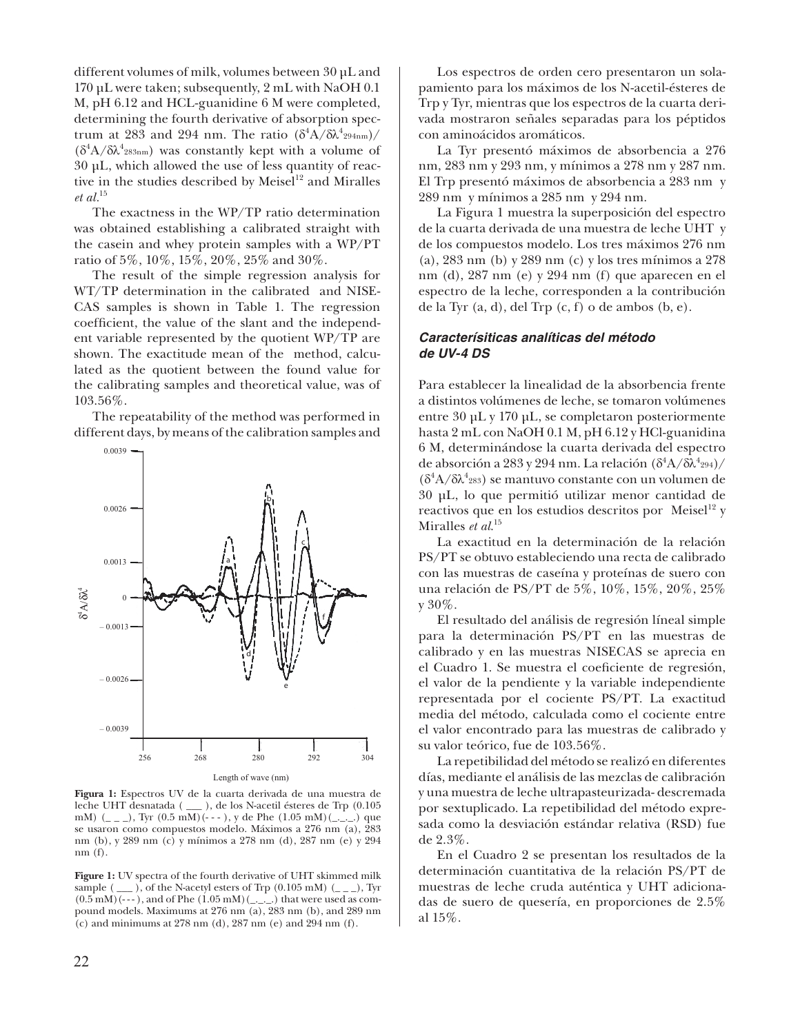different volumes of milk, volumes between 30 µL and 170 µL were taken; subsequently, 2 mL with NaOH 0.1 M, pH 6.12 and HCL-guanidine 6 M were completed, determining the fourth derivative of absorption spectrum at 283 and 294 nm. The ratio $(\delta^4A/\delta\lambda^4_{294nm})/(\delta^4A/\delta\lambda^4_{283nm})$ was constantly kept with a volume of 30 µL, which allowed the use of less quantity of reactive in the studies described by Meisel[12] and Miralles *et al.*[15]

The exactness in the WP/TP ratio determination was obtained establishing a calibrated straight with the casein and whey protein samples with a WP/PT ratio of 5%, 10%, 15%, 20%, 25% and 30%.

The result of the simple regression analysis for WT/TP determination in the calibrated and NISECAS samples is shown in Table 1. The regression coefficient, the value of the slant and the independent variable represented by the quotient WP/TP are shown. The exactitude mean of the method, calculated as the quotient between the found value for the calibrating samples and theoretical value, was of 103.56%.

The repeatability of the method was performed in different days, by means of the calibration samples and

**Figura 1:** Espectros UV de la cuarta derivada de una muestra de leche UHT desnatada ( ___ ), de los N-acetil ésteres de Trp (0.105 mM) (_ _ _), Tyr (0.5 mM)(- - - ), y de Phe (1.05 mM)(_._._.) que se usaron como compuestos modelo. Máximos a 276 nm (a), 283 nm (b), y 289 nm (c) y mínimos a 278 nm (d), 287 nm (e) y 294 nm (f).

**Figure 1:** UV spectra of the fourth derivative of UHT skimmed milk sample ( ___ ), of the N-acetyl esters of Trp (0.105 mM) (_ _ _), Tyr (0.5 mM)(- - - ), and of Phe (1.05 mM)(_._._.) that were used as compound models. Maximums at 276 nm (a), 283 nm (b), and 289 nm (c) and minimums at 278 nm (d), 287 nm (e) and 294 nm (f).

Los espectros de orden cero presentaron un solapamiento para los máximos de los N-acetil-ésteres de Trp y Tyr, mientras que los espectros de la cuarta derivada mostraron señales separadas para los péptidos con aminoácidos aromáticos.

La Tyr presentó máximos de absorbencia a 276 nm, 283 nm y 293 nm, y mínimos a 278 nm y 287 nm. El Trp presentó máximos de absorbencia a 283 nm y 289 nm y mínimos a 285 nm y 294 nm.

La Figura 1 muestra la superposición del espectro de la cuarta derivada de una muestra de leche UHT y de los compuestos modelo. Los tres máximos 276 nm (a), 283 nm (b) y 289 nm (c) y los tres mínimos a 278 nm (d), 287 nm (e) y 294 nm (f) que aparecen en el espectro de la leche, corresponden a la contribución de la Tyr (a, d), del Trp (c, f) o de ambos (b, e).

### *Caracterísiticas analíticas del método de UV-4 DS*

Para establecer la linealidad de la absorbencia frente a distintos volúmenes de leche, se tomaron volúmenes entre 30 µL y 170 µL, se completaron posteriormente hasta 2 mL con NaOH 0.1 M, pH 6.12 y HCl-guanidina 6 M, determinándose la cuarta derivada del espectro de absorción a 283 y 294 nm. La relación $(\delta^4A/\delta\lambda^4_{294})/(\delta^4A/\delta\lambda^4_{283})$ se mantuvo constante con un volumen de 30 µL, lo que permitió utilizar menor cantidad de reactivos que en los estudios descritos por Meisel[12] y Miralles *et al.*[15]

La exactitud en la determinación de la relación PS/PT se obtuvo estableciendo una recta de calibrado con las muestras de caseína y proteínas de suero con una relación de PS/PT de 5%, 10%, 15%, 20%, 25% y 30%.

El resultado del análisis de regresión líneal simple para la determinación PS/PT en las muestras de calibrado y en las muestras NISECAS se aprecia en el Cuadro 1. Se muestra el coeficiente de regresión, el valor de la pendiente y la variable independiente representada por el cociente PS/PT. La exactitud media del método, calculada como el cociente entre el valor encontrado para las muestras de calibrado y su valor teórico, fue de 103.56%.

La repetibilidad del método se realizó en diferentes días, mediante el análisis de las mezclas de calibración y una muestra de leche ultrapasteurizada- descremada por sextuplicado. La repetibilidad del método expresada como la desviación estándar relativa (RSD) fue de 2.3%.

En el Cuadro 2 se presentan los resultados de la determinación cuantitativa de la relación PS/PT de muestras de leche cruda auténtica y UHT adicionadas de suero de quesería, en proporciones de 2.5% al 15%.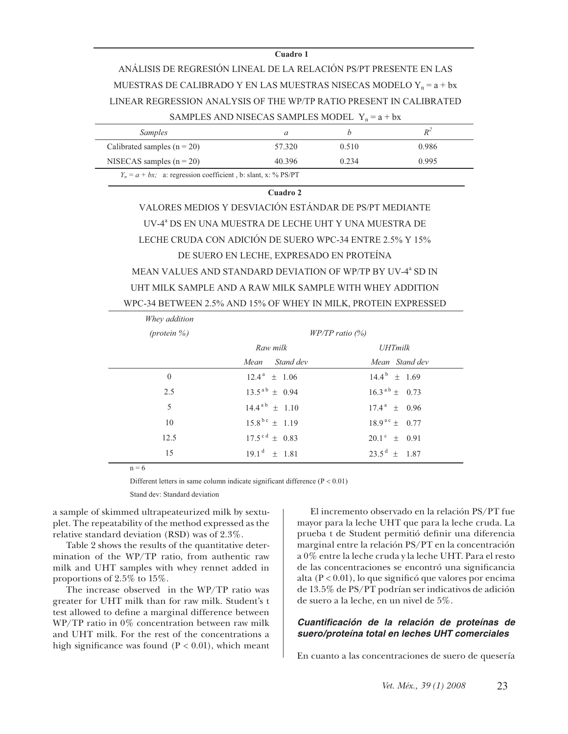**Cuadro 1**

ANÁLISIS DE REGRESIÓN LINEAL DE LA RELACIÓN PS/PT PRESENTE EN LAS MUESTRAS DE CALIBRADO Y EN LAS MUESTRAS NISECAS MODELO $Y_n = a + bx$

LINEAR REGRESSION ANALYSIS OF THE WP/TP RATIO PRESENT IN CALIBRATED SAMPLES AND NISECAS SAMPLES MODEL $Y_n = a + bx$

| *Samples* | *a* | *b* | $R^2$ |
|---|---|---|---|
| Calibrated samples (n = 20) | 57.320 | 0.510 | 0.986 |
| NISECAS samples (n = 20) | 40.396 | 0.234 | 0.995 |

$Y_n = a + bx$; a: regression coefficient , b: slant, x: % PS/PT

**Cuadro 2**

VALORES MEDIOS Y DESVIACIÓN ESTÁNDAR DE PS/PT MEDIANTE UV-4[a] DS EN UNA MUESTRA DE LECHE UHT Y UNA MUESTRA DE LECHE CRUDA CON ADICIÓN DE SUERO WPC-34 ENTRE 2.5% Y 15% DE SUERO EN LECHE, EXPRESADO EN PROTEÍNA

MEAN VALUES AND STANDARD DEVIATION OF WP/TP BY UV-4[a] SD IN UHT MILK SAMPLE AND A RAW MILK SAMPLE WITH WHEY ADDITION WPC-34 BETWEEN 2.5% AND 15% OF WHEY IN MILK, PROTEIN EXPRESSED

| *Whey addition (protein %)* | *WP/TP ratio (%)* | |
|---|---|---|
| | *Raw milk* | *UHTmilk* |
| | *Mean  Stand dev* | *Mean  Stand dev* |
| 0 | $12.4^{a} \pm 1.06$ | $14.4^{b} \pm 1.69$ |
| 2.5 | $13.5^{ab} \pm 0.94$ | $16.3^{ab} \pm 0.73$ |
| 5 | $14.4^{ab} \pm 1.10$ | $17.4^{a} \pm 0.96$ |
| 10 | $15.8^{bc} \pm 1.19$ | $18.9^{ac} \pm 0.77$ |
| 12.5 | $17.5^{cd} \pm 0.83$ | $20.1^{c} \pm 0.91$ |
| 15 | $19.1^{d} \pm 1.81$ | $23.5^{d} \pm 1.87$ |

n = 6

Different letters in same column indicate significant difference ($P < 0.01$)

Stand dev: Standard deviation

a sample of skimmed ultrapeateurized milk by sextuplet. The repeatability of the method expressed as the relative standard deviation (RSD) was of 2.3%.

Table 2 shows the results of the quantitative determination of the WP/TP ratio, from authentic raw milk and UHT samples with whey rennet added in proportions of 2.5% to 15%.

The increase observed in the WP/TP ratio was greater for UHT milk than for raw milk. Student's t test allowed to define a marginal difference between WP/TP ratio in 0% concentration between raw milk and UHT milk. For the rest of the concentrations a high significance was found ($P < 0.01$), which meant

El incremento observado en la relación PS/PT fue mayor para la leche UHT que para la leche cruda. La prueba t de Student permitió definir una diferencia marginal entre la relación PS/PT en la concentración a 0% entre la leche cruda y la leche UHT. Para el resto de las concentraciones se encontró una significancia alta ($P < 0.01$), lo que significó que valores por encima de 13.5% de PS/PT podrían ser indicativos de adición de suero a la leche, en un nivel de 5%.

### *Cuantificación de la relación de proteínas de suero/proteína total en leches UHT comerciales*

En cuanto a las concentraciones de suero de quesería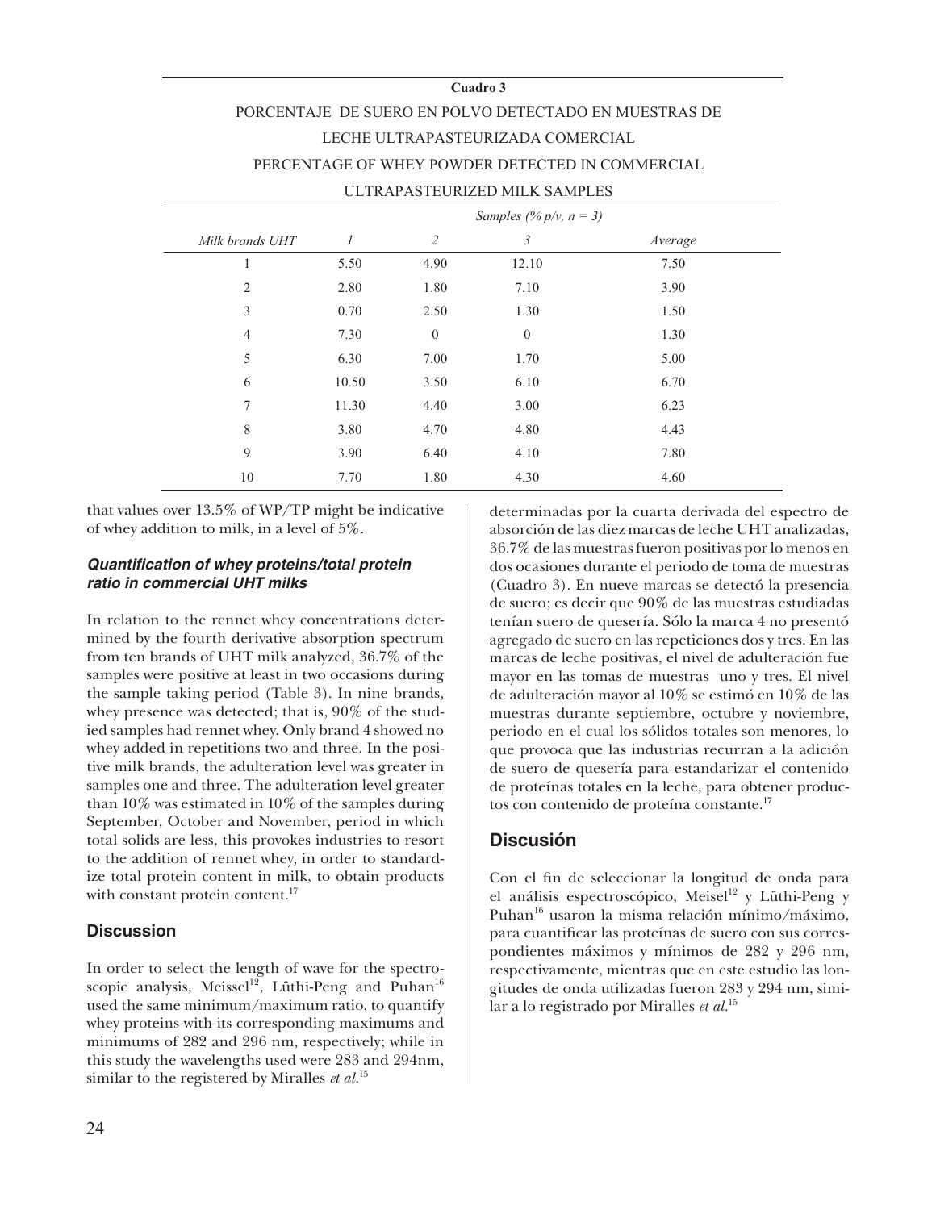**Cuadro 3**

PORCENTAJE DE SUERO EN POLVO DETECTADO EN MUESTRAS DE LECHE ULTRAPASTEURIZADA COMERCIAL

PERCENTAGE OF WHEY POWDER DETECTED IN COMMERCIAL ULTRAPASTEURIZED MILK SAMPLES

| | *Samples (% p/v, n = 3)* | | | |
|---|---|---|---|---|
| *Milk brands UHT* | *1* | *2* | *3* | *Average* |
| 1 | 5.50 | 4.90 | 12.10 | 7.50 |
| 2 | 2.80 | 1.80 | 7.10 | 3.90 |
| 3 | 0.70 | 2.50 | 1.30 | 1.50 |
| 4 | 7.30 | 0 | 0 | 1.30 |
| 5 | 6.30 | 7.00 | 1.70 | 5.00 |
| 6 | 10.50 | 3.50 | 6.10 | 6.70 |
| 7 | 11.30 | 4.40 | 3.00 | 6.23 |
| 8 | 3.80 | 4.70 | 4.80 | 4.43 |
| 9 | 3.90 | 6.40 | 4.10 | 7.80 |
| 10 | 7.70 | 1.80 | 4.30 | 4.60 |

that values over 13.5% of WP/TP might be indicative of whey addition to milk, in a level of 5%.

#### *Quantification of whey proteins/total protein ratio in commercial UHT milks*

In relation to the rennet whey concentrations determined by the fourth derivative absorption spectrum from ten brands of UHT milk analyzed, 36.7% of the samples were positive at least in two occasions during the sample taking period (Table 3). In nine brands, whey presence was detected; that is, 90% of the studied samples had rennet whey. Only brand 4 showed no whey added in repetitions two and three. In the positive milk brands, the adulteration level was greater in samples one and three. The adulteration level greater than 10% was estimated in 10% of the samples during September, October and November, period in which total solids are less, this provokes industries to resort to the addition of rennet whey, in order to standardize total protein content in milk, to obtain products with constant protein content.[17]

## Discussion

In order to select the length of wave for the spectroscopic analysis, Meissel[12], Lüthi-Peng and Puhan[16] used the same minimum/maximum ratio, to quantify whey proteins with its corresponding maximums and minimums of 282 and 296 nm, respectively; while in this study the wavelengths used were 283 and 294nm, similar to the registered by Miralles *et al.*[15]

determinadas por la cuarta derivada del espectro de absorción de las diez marcas de leche UHT analizadas, 36.7% de las muestras fueron positivas por lo menos en dos ocasiones durante el periodo de toma de muestras (Cuadro 3). En nueve marcas se detectó la presencia de suero; es decir que 90% de las muestras estudiadas tenían suero de quesería. Sólo la marca 4 no presentó agregado de suero en las repeticiones dos y tres. En las marcas de leche positivas, el nivel de adulteración fue mayor en las tomas de muestras uno y tres. El nivel de adulteración mayor al 10% se estimó en 10% de las muestras durante septiembre, octubre y noviembre, periodo en el cual los sólidos totales son menores, lo que provoca que las industrias recurran a la adición de suero de quesería para estandarizar el contenido de proteínas totales en la leche, para obtener productos con contenido de proteína constante.[17]

## Discusión

Con el fin de seleccionar la longitud de onda para el análisis espectroscópico, Meisel[12] y Lüthi-Peng y Puhan[16] usaron la misma relación mínimo/máximo, para cuantificar las proteínas de suero con sus correspondientes máximos y mínimos de 282 y 296 nm, respectivamente, mientras que en este estudio las longitudes de onda utilizadas fueron 283 y 294 nm, similar a lo registrado por Miralles *et al.*[15]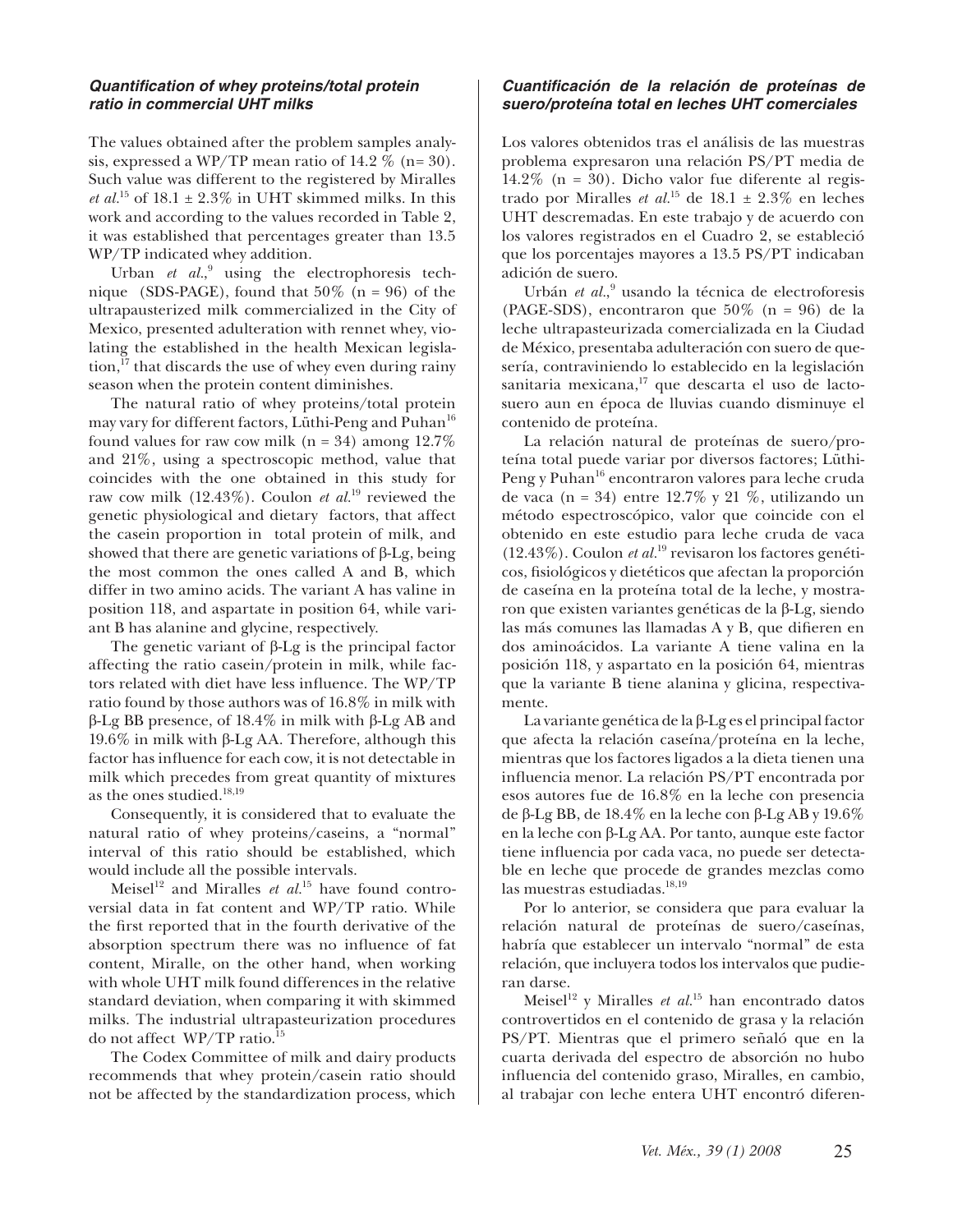### *Quantification of whey proteins/total protein ratio in commercial UHT milks*

The values obtained after the problem samples analysis, expressed a WP/TP mean ratio of 14.2 % (n= 30). Such value was different to the registered by Miralles *et al.*[15] of 18.1 ± 2.3% in UHT skimmed milks. In this work and according to the values recorded in Table 2, it was established that percentages greater than 13.5 WP/TP indicated whey addition.

Urban *et al.*,[9] using the electrophoresis technique (SDS-PAGE), found that 50% (n = 96) of the ultrapausterized milk commercialized in the City of Mexico, presented adulteration with rennet whey, violating the established in the health Mexican legislation,[17] that discards the use of whey even during rainy season when the protein content diminishes.

The natural ratio of whey proteins/total protein may vary for different factors, Lüthi-Peng and Puhan[16] found values for raw cow milk (n = 34) among 12.7% and 21%, using a spectroscopic method, value that coincides with the one obtained in this study for raw cow milk (12.43%). Coulon *et al.*[19] reviewed the genetic physiological and dietary factors, that affect the casein proportion in total protein of milk, and showed that there are genetic variations of β-Lg, being the most common the ones called A and B, which differ in two amino acids. The variant A has valine in position 118, and aspartate in position 64, while variant B has alanine and glycine, respectively.

The genetic variant of β-Lg is the principal factor affecting the ratio casein/protein in milk, while factors related with diet have less influence. The WP/TP ratio found by those authors was of 16.8% in milk with β-Lg BB presence, of 18.4% in milk with β-Lg AB and 19.6% in milk with β-Lg AA. Therefore, although this factor has influence for each cow, it is not detectable in milk which precedes from great quantity of mixtures as the ones studied.[18,19]

Consequently, it is considered that to evaluate the natural ratio of whey proteins/caseins, a "normal" interval of this ratio should be established, which would include all the possible intervals.

Meisel[12] and Miralles *et al.*[15] have found controversial data in fat content and WP/TP ratio. While the first reported that in the fourth derivative of the absorption spectrum there was no influence of fat content, Miralle, on the other hand, when working with whole UHT milk found differences in the relative standard deviation, when comparing it with skimmed milks. The industrial ultrapasteurization procedures do not affect WP/TP ratio.[15]

The Codex Committee of milk and dairy products recommends that whey protein/casein ratio should not be affected by the standardization process, which

### *Cuantificación de la relación de proteínas de suero/proteína total en leches UHT comerciales*

Los valores obtenidos tras el análisis de las muestras problema expresaron una relación PS/PT media de 14.2% (n = 30). Dicho valor fue diferente al registrado por Miralles *et al.*[15] de 18.1 ± 2.3% en leches UHT descremadas. En este trabajo y de acuerdo con los valores registrados en el Cuadro 2, se estableció que los porcentajes mayores a 13.5 PS/PT indicaban adición de suero.

Urbán *et al.*,[9] usando la técnica de electroforesis (PAGE-SDS), encontraron que 50% (n = 96) de la leche ultrapasteurizada comercializada en la Ciudad de México, presentaba adulteración con suero de quesería, contraviniendo lo establecido en la legislación sanitaria mexicana,[17] que descarta el uso de lactosuero aun en época de lluvias cuando disminuye el contenido de proteína.

La relación natural de proteínas de suero/proteína total puede variar por diversos factores; Lüthi-Peng y Puhan[16] encontraron valores para leche cruda de vaca (n = 34) entre 12.7% y 21 %, utilizando un método espectroscópico, valor que coincide con el obtenido en este estudio para leche cruda de vaca (12.43%). Coulon *et al.*[19] revisaron los factores genéticos, fisiológicos y dietéticos que afectan la proporción de caseína en la proteína total de la leche, y mostraron que existen variantes genéticas de la β-Lg, siendo las más comunes las llamadas A y B, que difieren en dos aminoácidos. La variante A tiene valina en la posición 118, y aspartato en la posición 64, mientras que la variante B tiene alanina y glicina, respectivamente.

La variante genética de la β-Lg es el principal factor que afecta la relación caseína/proteína en la leche, mientras que los factores ligados a la dieta tienen una influencia menor. La relación PS/PT encontrada por esos autores fue de 16.8% en la leche con presencia de β-Lg BB, de 18.4% en la leche con β-Lg AB y 19.6% en la leche con β-Lg AA. Por tanto, aunque este factor tiene influencia por cada vaca, no puede ser detectable en leche que procede de grandes mezclas como las muestras estudiadas.[18,19]

Por lo anterior, se considera que para evaluar la relación natural de proteínas de suero/caseínas, habría que establecer un intervalo "normal" de esta relación, que incluyera todos los intervalos que pudieran darse.

Meisel[12] y Miralles *et al.*[15] han encontrado datos controvertidos en el contenido de grasa y la relación PS/PT. Mientras que el primero señaló que en la cuarta derivada del espectro de absorción no hubo influencia del contenido graso, Miralles, en cambio, al trabajar con leche entera UHT encontró diferen-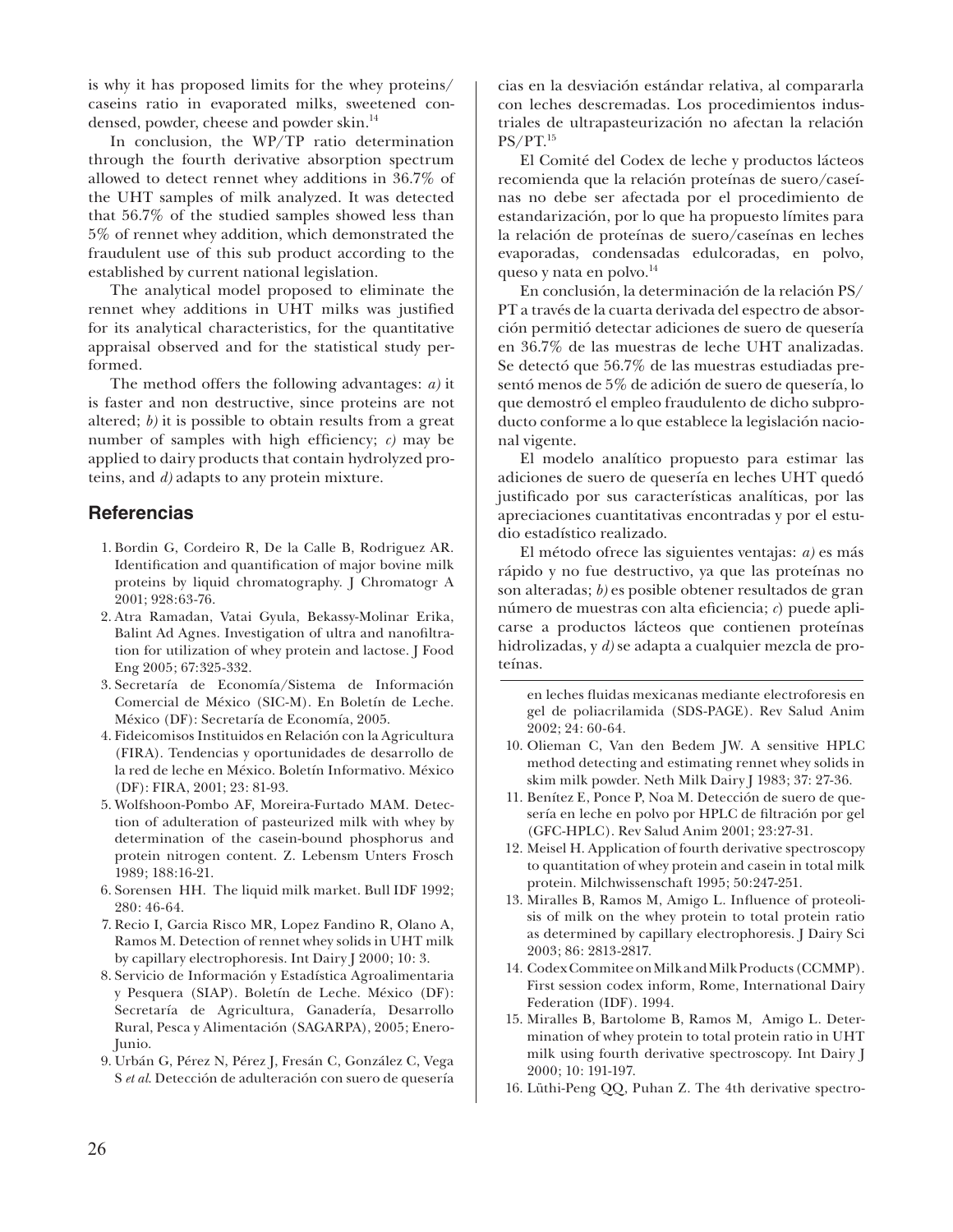is why it has proposed limits for the whey proteins/caseins ratio in evaporated milks, sweetened condensed, powder, cheese and powder skin.[14]

In conclusion, the WP/TP ratio determination through the fourth derivative absorption spectrum allowed to detect rennet whey additions in 36.7% of the UHT samples of milk analyzed. It was detected that 56.7% of the studied samples showed less than 5% of rennet whey addition, which demonstrated the fraudulent use of this sub product according to the established by current national legislation.

The analytical model proposed to eliminate the rennet whey additions in UHT milks was justified for its analytical characteristics, for the quantitative appraisal observed and for the statistical study performed.

The method offers the following advantages: *a)* it is faster and non destructive, since proteins are not altered; *b)* it is possible to obtain results from a great number of samples with high efficiency; *c)* may be applied to dairy products that contain hydrolyzed proteins, and *d)* adapts to any protein mixture.

cias en la desviación estándar relativa, al compararla con leches descremadas. Los procedimientos industriales de ultrapasteurización no afectan la relación PS/PT.[15]

El Comité del Codex de leche y productos lácteos recomienda que la relación proteínas de suero/caseínas no debe ser afectada por el procedimiento de estandarización, por lo que ha propuesto límites para la relación de proteínas de suero/caseínas en leches evaporadas, condensadas edulcoradas, en polvo, queso y nata en polvo.[14]

En conclusión, la determinación de la relación PS/PT a través de la cuarta derivada del espectro de absorción permitió detectar adiciones de suero de quesería en 36.7% de las muestras de leche UHT analizadas. Se detectó que 56.7% de las muestras estudiadas presentó menos de 5% de adición de suero de quesería, lo que demostró el empleo fraudulento de dicho subproducto conforme a lo que establece la legislación nacional vigente.

El modelo analítico propuesto para estimar las adiciones de suero de quesería en leches UHT quedó justificado por sus características analíticas, por las apreciaciones cuantitativas encontradas y por el estudio estadístico realizado.

El método ofrece las siguientes ventajas: *a)* es más rápido y no fue destructivo, ya que las proteínas no son alteradas; *b)* es posible obtener resultados de gran número de muestras con alta eficiencia; *c)* puede aplicarse a productos lácteos que contienen proteínas hidrolizadas, y *d)* se adapta a cualquier mezcla de proteínas.

## Referencias

1. Bordin G, Cordeiro R, De la Calle B, Rodriguez AR. Identification and quantification of major bovine milk proteins by liquid chromatography. J Chromatogr A 2001; 928:63-76.
2. Atra Ramadan, Vatai Gyula, Bekassy-Molinar Erika, Balint Ad Agnes. Investigation of ultra and nanofiltration for utilization of whey protein and lactose. J Food Eng 2005; 67:325-332.
3. Secretaría de Economía/Sistema de Información Comercial de México (SIC-M). En Boletín de Leche. México (DF): Secretaría de Economía, 2005.
4. Fideicomisos Instituidos en Relación con la Agricultura (FIRA). Tendencias y oportunidades de desarrollo de la red de leche en México. Boletín Informativo. México (DF): FIRA, 2001; 23: 81-93.
5. Wolfshoon-Pombo AF, Moreira-Furtado MAM. Detection of adulteration of pasteurized milk with whey by determination of the casein-bound phosphorus and protein nitrogen content. Z. Lebensm Unters Frosch 1989; 188:16-21.
6. Sorensen HH. The liquid milk market. Bull IDF 1992; 280: 46-64.
7. Recio I, Garcia Risco MR, Lopez Fandino R, Olano A, Ramos M. Detection of rennet whey solids in UHT milk by capillary electrophoresis. Int Dairy J 2000; 10: 3.
8. Servicio de Información y Estadística Agroalimentaria y Pesquera (SIAP). Boletín de Leche. México (DF): Secretaría de Agricultura, Ganadería, Desarrollo Rural, Pesca y Alimentación (SAGARPA), 2005; Enero-Junio.
9. Urbán G, Pérez N, Pérez J, Fresán C, González C, Vega S *et al*. Detección de adulteración con suero de quesería en leches fluidas mexicanas mediante electroforesis en gel de poliacrilamida (SDS-PAGE). Rev Salud Anim 2002; 24: 60-64.
10. Olieman C, Van den Bedem JW. A sensitive HPLC method detecting and estimating rennet whey solids in skim milk powder. Neth Milk Dairy J 1983; 37: 27-36.
11. Benítez E, Ponce P, Noa M. Detección de suero de quesería en leche en polvo por HPLC de filtración por gel (GFC-HPLC). Rev Salud Anim 2001; 23:27-31.
12. Meisel H. Application of fourth derivative spectroscopy to quantitation of whey protein and casein in total milk protein. Milchwissenschaft 1995; 50:247-251.
13. Miralles B, Ramos M, Amigo L. Influence of proteolisis of milk on the whey protein to total protein ratio as determined by capillary electrophoresis. J Dairy Sci 2003; 86: 2813-2817.
14. Codex Commitee on Milk and Milk Products (CCMMP). First session codex inform, Rome, International Dairy Federation (IDF). 1994.
15. Miralles B, Bartolome B, Ramos M, Amigo L. Determination of whey protein to total protein ratio in UHT milk using fourth derivative spectroscopy. Int Dairy J 2000; 10: 191-197.
16. Lüthi-Peng QQ, Puhan Z. The 4th derivative spectro-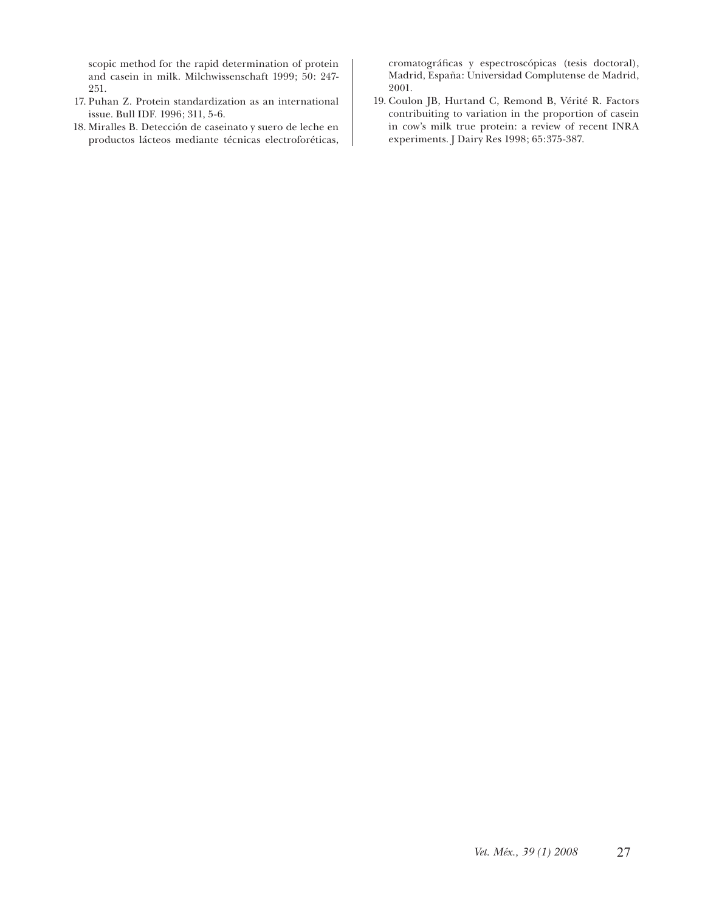scopic method for the rapid determination of protein and casein in milk. Milchwissenschaft 1999; 50: 247-251.

17. Puhan Z. Protein standardization as an international issue. Bull IDF. 1996; 311, 5-6.
18. Miralles B. Detección de caseinato y suero de leche en productos lácteos mediante técnicas electroforéticas, cromatográficas y espectroscópicas (tesis doctoral), Madrid, España: Universidad Complutense de Madrid, 2001.
19. Coulon JB, Hurtand C, Remond B, Vérité R. Factors contribuiting to variation in the proportion of casein in cow's milk true protein: a review of recent INRA experiments. J Dairy Res 1998; 65:375-387.